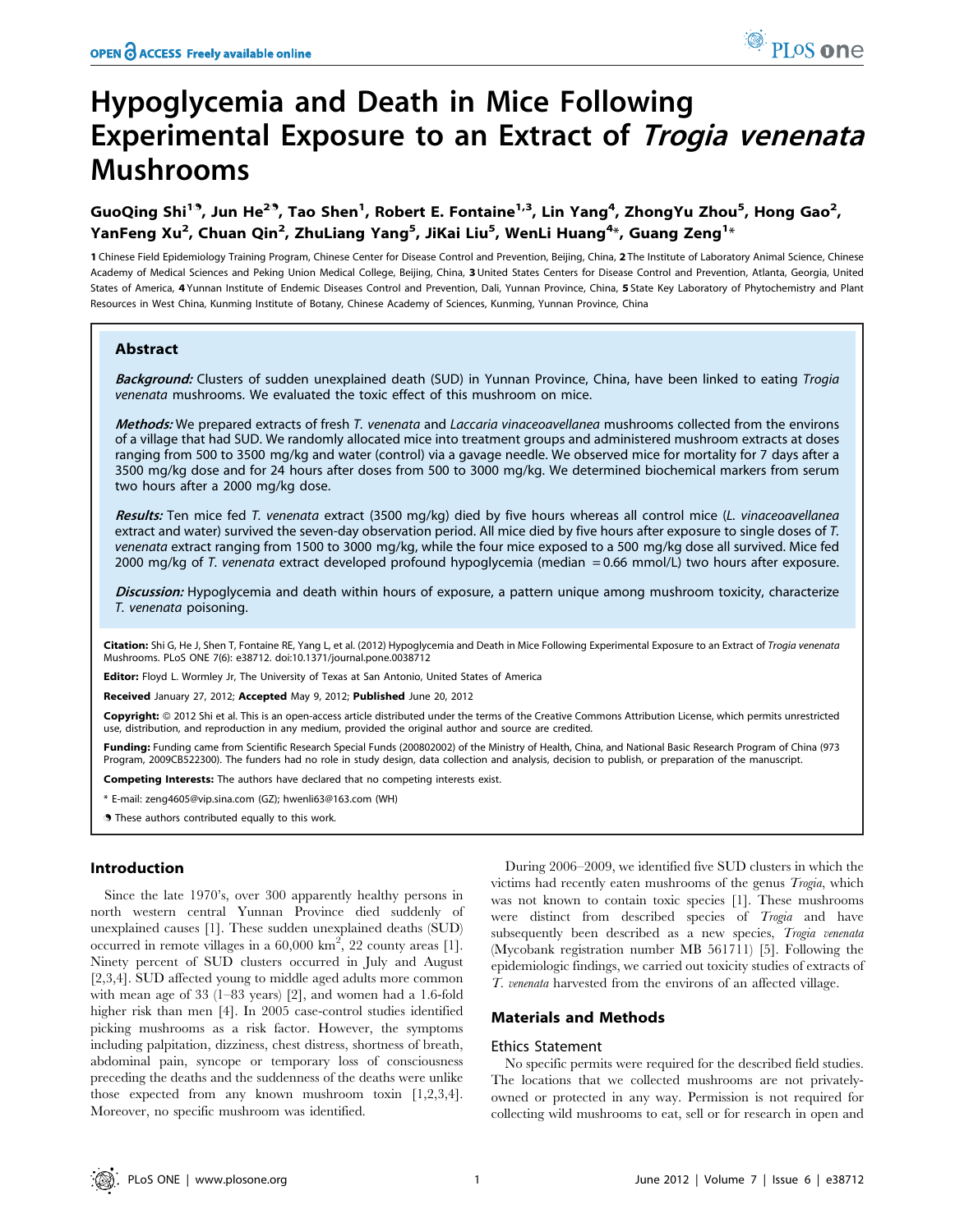# Hypoglycemia and Death in Mice Following Experimental Exposure to an Extract of *Trogia venenata* Mushrooms

**GuoQing Shi[1]⁹, Jun He[2]⁹, Tao Shen[1], Robert E. Fontaine[1,3], Lin Yang[4], ZhongYu Zhou[5], Hong Gao[2], YanFeng Xu[2], Chuan Qin[2], ZhuLiang Yang[5], JiKai Liu[5], WenLi Huang[4]*, Guang Zeng[1]***

**1** Chinese Field Epidemiology Training Program, Chinese Center for Disease Control and Prevention, Beijing, China, **2** The Institute of Laboratory Animal Science, Chinese Academy of Medical Sciences and Peking Union Medical College, Beijing, China, **3** United States Centers for Disease Control and Prevention, Atlanta, Georgia, United States of America, **4** Yunnan Institute of Endemic Diseases Control and Prevention, Dali, Yunnan Province, China, **5** State Key Laboratory of Phytochemistry and Plant Resources in West China, Kunming Institute of Botany, Chinese Academy of Sciences, Kunming, Yunnan Province, China

## Abstract

***Background:*** Clusters of sudden unexplained death (SUD) in Yunnan Province, China, have been linked to eating *Trogia venenata* mushrooms. We evaluated the toxic effect of this mushroom on mice.

***Methods:*** We prepared extracts of fresh *T. venenata* and *Laccaria vinaceoavellanea* mushrooms collected from the environs of a village that had SUD. We randomly allocated mice into treatment groups and administered mushroom extracts at doses ranging from 500 to 3500 mg/kg and water (control) via a gavage needle. We observed mice for mortality for 7 days after a 3500 mg/kg dose and for 24 hours after doses from 500 to 3000 mg/kg. We determined biochemical markers from serum two hours after a 2000 mg/kg dose.

***Results:*** Ten mice fed *T. venenata* extract (3500 mg/kg) died by five hours whereas all control mice (*L. vinaceoavellanea* extract and water) survived the seven-day observation period. All mice died by five hours after exposure to single doses of *T. venenata* extract ranging from 1500 to 3000 mg/kg, while the four mice exposed to a 500 mg/kg dose all survived. Mice fed 2000 mg/kg of *T. venenata* extract developed profound hypoglycemia (median = 0.66 mmol/L) two hours after exposure.

***Discussion:*** Hypoglycemia and death within hours of exposure, a pattern unique among mushroom toxicity, characterize *T. venenata* poisoning.

**Citation:** Shi G, He J, Shen T, Fontaine RE, Yang L, et al. (2012) Hypoglycemia and Death in Mice Following Experimental Exposure to an Extract of *Trogia venenata* Mushrooms. PLoS ONE 7(6): e38712. doi:10.1371/journal.pone.0038712

**Editor:** Floyd L. Wormley Jr, The University of Texas at San Antonio, United States of America

**Received** January 27, 2012; **Accepted** May 9, 2012; **Published** June 20, 2012

**Copyright:** © 2012 Shi et al. This is an open-access article distributed under the terms of the Creative Commons Attribution License, which permits unrestricted use, distribution, and reproduction in any medium, provided the original author and source are credited.

**Funding:** Funding came from Scientific Research Special Funds (200802002) of the Ministry of Health, China, and National Basic Research Program of China (973 Program, 2009CB522300). The funders had no role in study design, data collection and analysis, decision to publish, or preparation of the manuscript.

**Competing Interests:** The authors have declared that no competing interests exist.

\* E-mail: zeng4605@vip.sina.com (GZ); hwenli63@163.com (WH)

⁹ These authors contributed equally to this work.

## Introduction

Since the late 1970's, over 300 apparently healthy persons in north western central Yunnan Province died suddenly of unexplained causes [1]. These sudden unexplained deaths (SUD) occurred in remote villages in a 60,000 km$^2$, 22 county areas [1]. Ninety percent of SUD clusters occurred in July and August [2,3,4]. SUD affected young to middle aged adults more common with mean age of 33 (1–83 years) [2], and women had a 1.6-fold higher risk than men [4]. In 2005 case-control studies identified picking mushrooms as a risk factor. However, the symptoms including palpitation, dizziness, chest distress, shortness of breath, abdominal pain, syncope or temporary loss of consciousness preceding the deaths and the suddenness of the deaths were unlike those expected from any known mushroom toxin [1,2,3,4]. Moreover, no specific mushroom was identified.

During 2006–2009, we identified five SUD clusters in which the victims had recently eaten mushrooms of the genus *Trogia*, which was not known to contain toxic species [1]. These mushrooms were distinct from described species of *Trogia* and have subsequently been described as a new species, *Trogia venenata* (Mycobank registration number MB 561711) [5]. Following the epidemiologic findings, we carried out toxicity studies of extracts of *T. venenata* harvested from the environs of an affected village.

## Materials and Methods

### Ethics Statement

No specific permits were required for the described field studies. The locations that we collected mushrooms are not privately-owned or protected in any way. Permission is not required for collecting wild mushrooms to eat, sell or for research in open and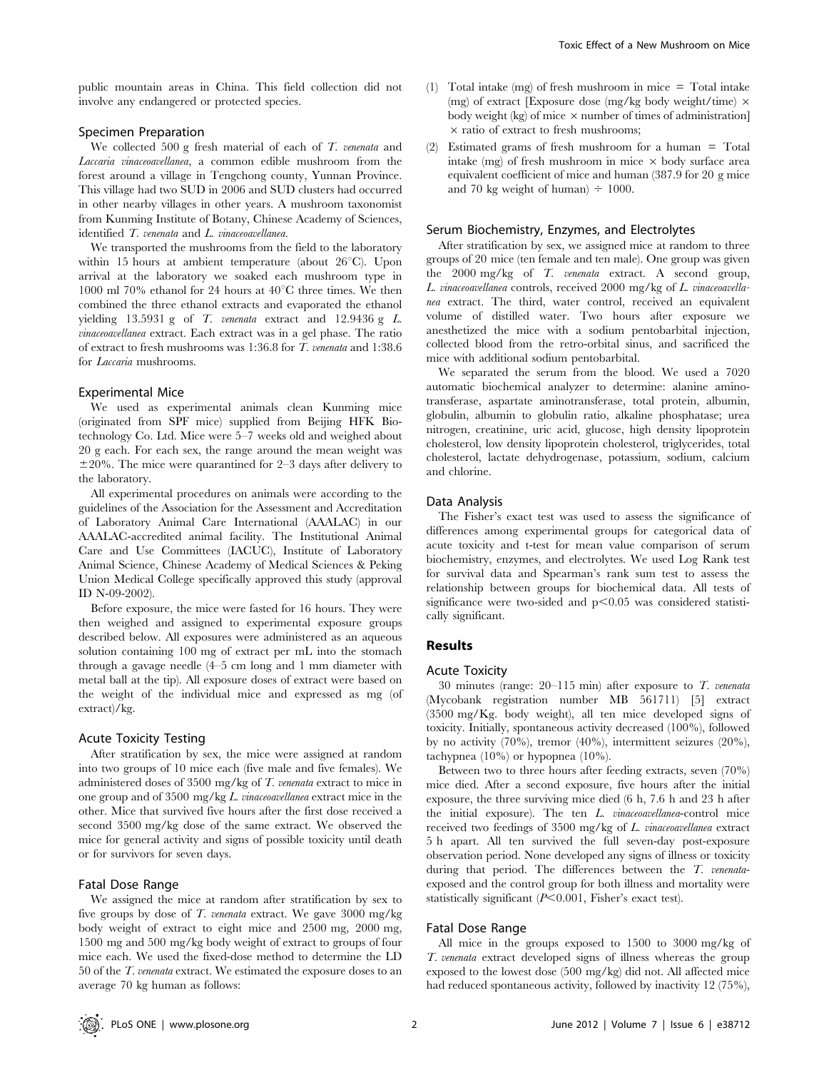public mountain areas in China. This field collection did not involve any endangered or protected species.

### Specimen Preparation

We collected 500 g fresh material of each of *T. venenata* and *Laccaria vinaceoavellanea*, a common edible mushroom from the forest around a village in Tengchong county, Yunnan Province. This village had two SUD in 2006 and SUD clusters had occurred in other nearby villages in other years. A mushroom taxonomist from Kunming Institute of Botany, Chinese Academy of Sciences, identified *T. venenata* and *L. vinaceoavellanea*.

We transported the mushrooms from the field to the laboratory within 15 hours at ambient temperature (about 26°C). Upon arrival at the laboratory we soaked each mushroom type in 1000 ml 70% ethanol for 24 hours at 40°C three times. We then combined the three ethanol extracts and evaporated the ethanol yielding 13.5931 g of *T. venenata* extract and 12.9436 g *L. vinaceoavellanea* extract. Each extract was in a gel phase. The ratio of extract to fresh mushrooms was 1:36.8 for *T. venenata* and 1:38.6 for *Laccaria* mushrooms.

### Experimental Mice

We used as experimental animals clean Kunming mice (originated from SPF mice) supplied from Beijing HFK Biotechnology Co. Ltd. Mice were 5–7 weeks old and weighed about 20 g each. For each sex, the range around the mean weight was ±20%. The mice were quarantined for 2–3 days after delivery to the laboratory.

All experimental procedures on animals were according to the guidelines of the Association for the Assessment and Accreditation of Laboratory Animal Care International (AAALAC) in our AAALAC-accredited animal facility. The Institutional Animal Care and Use Committees (IACUC), Institute of Laboratory Animal Science, Chinese Academy of Medical Sciences & Peking Union Medical College specifically approved this study (approval ID N-09-2002).

Before exposure, the mice were fasted for 16 hours. They were then weighed and assigned to experimental exposure groups described below. All exposures were administered as an aqueous solution containing 100 mg of extract per mL into the stomach through a gavage needle (4–5 cm long and 1 mm diameter with metal ball at the tip). All exposure doses of extract were based on the weight of the individual mice and expressed as mg (of extract)/kg.

### Acute Toxicity Testing

After stratification by sex, the mice were assigned at random into two groups of 10 mice each (five male and five females). We administered doses of 3500 mg/kg of *T. venenata* extract to mice in one group and of 3500 mg/kg *L. vinaceoavellanea* extract mice in the other. Mice that survived five hours after the first dose received a second 3500 mg/kg dose of the same extract. We observed the mice for general activity and signs of possible toxicity until death or for survivors for seven days.

### Fatal Dose Range

We assigned the mice at random after stratification by sex to five groups by dose of *T. venenata* extract. We gave 3000 mg/kg body weight of extract to eight mice and 2500 mg, 2000 mg, 1500 mg and 500 mg/kg body weight of extract to groups of four mice each. We used the fixed-dose method to determine the LD 50 of the *T. venenata* extract. We estimated the exposure doses to an average 70 kg human as follows:

(1) Total intake (mg) of fresh mushroom in mice = Total intake (mg) of extract [Exposure dose (mg/kg body weight/time) × body weight (kg) of mice × number of times of administration] × ratio of extract to fresh mushrooms;

(2) Estimated grams of fresh mushroom for a human = Total intake (mg) of fresh mushroom in mice × body surface area equivalent coefficient of mice and human (387.9 for 20 g mice and 70 kg weight of human) ÷ 1000.

### Serum Biochemistry, Enzymes, and Electrolytes

After stratification by sex, we assigned mice at random to three groups of 20 mice (ten female and ten male). One group was given the 2000 mg/kg of *T. venenata* extract. A second group, *L. vinaceoavellanea* controls, received 2000 mg/kg of *L. vinaceoavellanea* extract. The third, water control, received an equivalent volume of distilled water. Two hours after exposure we anesthetized the mice with a sodium pentobarbital injection, collected blood from the retro-orbital sinus, and sacrificed the mice with additional sodium pentobarbital.

We separated the serum from the blood. We used a 7020 automatic biochemical analyzer to determine: alanine aminotransferase, aspartate aminotransferase, total protein, albumin, globulin, albumin to globulin ratio, alkaline phosphatase; urea nitrogen, creatinine, uric acid, glucose, high density lipoprotein cholesterol, low density lipoprotein cholesterol, triglycerides, total cholesterol, lactate dehydrogenase, potassium, sodium, calcium and chlorine.

### Data Analysis

The Fisher's exact test was used to assess the significance of differences among experimental groups for categorical data of acute toxicity and t-test for mean value comparison of serum biochemistry, enzymes, and electrolytes. We used Log Rank test for survival data and Spearman's rank sum test to assess the relationship between groups for biochemical data. All tests of significance were two-sided and $p<0.05$ was considered statistically significant.

## Results

### Acute Toxicity

30 minutes (range: 20–115 min) after exposure to *T. venenata* (Mycobank registration number MB 561711) [5] extract (3500 mg/Kg. body weight), all ten mice developed signs of toxicity. Initially, spontaneous activity decreased (100%), followed by no activity (70%), tremor (40%), intermittent seizures (20%), tachypnea (10%) or hypopnea (10%).

Between two to three hours after feeding extracts, seven (70%) mice died. After a second exposure, five hours after the initial exposure, the three surviving mice died (6 h, 7.6 h and 23 h after the initial exposure). The ten *L. vinaceoavellanea*-control mice received two feedings of 3500 mg/kg of *L. vinaceoavellanea* extract 5 h apart. All ten survived the full seven-day post-exposure observation period. None developed any signs of illness or toxicity during that period. The differences between the *T. venenata*-exposed and the control group for both illness and mortality were statistically significant ($P<0.001$, Fisher's exact test).

### Fatal Dose Range

All mice in the groups exposed to 1500 to 3000 mg/kg of *T. venenata* extract developed signs of illness whereas the group exposed to the lowest dose (500 mg/kg) did not. All affected mice had reduced spontaneous activity, followed by inactivity 12 (75%),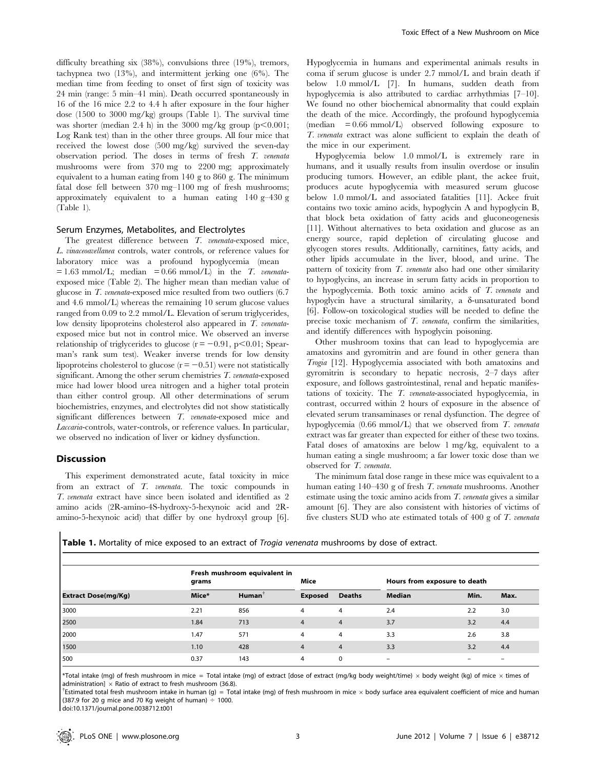difficulty breathing six (38%), convulsions three (19%), tremors, tachypnea two (13%), and intermittent jerking one (6%). The median time from feeding to onset of first sign of toxicity was 24 min (range: 5 min–41 min). Death occurred spontaneously in 16 of the 16 mice 2.2 to 4.4 h after exposure in the four higher dose (1500 to 3000 mg/kg) groups (Table 1). The survival time was shorter (median 2.4 h) in the 3000 mg/kg group ($p<0.001$; Log Rank test) than in the other three groups. All four mice that received the lowest dose (500 mg/kg) survived the seven-day observation period. The doses in terms of fresh *T. venenata* mushrooms were from 370 mg to 2200 mg; approximately equivalent to a human eating from 140 g to 860 g. The minimum fatal dose fell between 370 mg–1100 mg of fresh mushrooms; approximately equivalent to a human eating 140 g–430 g (Table 1).

### Serum Enzymes, Metabolites, and Electrolytes

The greatest difference between *T. venenata*-exposed mice, *L. vinaceoavellanea* controls, water controls, or reference values for laboratory mice was a profound hypoglycemia (mean = 1.63 mmol/L; median = 0.66 mmol/L) in the *T. venenata*-exposed mice (Table 2). The higher mean than median value of glucose in *T. venenata*-exposed mice resulted from two outliers (6.7 and 4.6 mmol/L) whereas the remaining 10 serum glucose values ranged from 0.09 to 2.2 mmol/L. Elevation of serum triglycerides, low density lipoproteins cholesterol also appeared in *T. venenata*-exposed mice but not in control mice. We observed an inverse relationship of triglycerides to glucose ($r = -0.91$, $p<0.01$; Spearman's rank sum test). Weaker inverse trends for low density lipoproteins cholesterol to glucose ($r = -0.51$) were not statistically significant. Among the other serum chemistries *T. venenata*-exposed mice had lower blood urea nitrogen and a higher total protein than either control group. All other determinations of serum biochemistries, enzymes, and electrolytes did not show statistically significant differences between *T. venenata*-exposed mice and *Laccaria*-controls, water-controls, or reference values. In particular, we observed no indication of liver or kidney dysfunction.

## Discussion

This experiment demonstrated acute, fatal toxicity in mice from an extract of *T. venenata*. The toxic compounds in *T. venenata* extract have since been isolated and identified as 2 amino acids (2R-amino-4S-hydroxy-5-hexynoic acid and 2R-amino-5-hexynoic acid) that differ by one hydroxyl group [6]. Hypoglycemia in humans and experimental animals results in coma if serum glucose is under 2.7 mmol/L and brain death if below 1.0 mmol/L [7]. In humans, sudden death from hypoglycemia is also attributed to cardiac arrhythmias [7–10]. We found no other biochemical abnormality that could explain the death of the mice. Accordingly, the profound hypoglycemia (median = 0.66 mmol/L) observed following exposure to *T. venenata* extract was alone sufficient to explain the death of the mice in our experiment.

Hypoglycemia below 1.0 mmol/L is extremely rare in humans, and it usually results from insulin overdose or insulin producing tumors. However, an edible plant, the ackee fruit, produces acute hypoglycemia with measured serum glucose below 1.0 mmol/L and associated fatalities [11]. Ackee fruit contains two toxic amino acids, hypoglycin A and hypoglycin B, that block beta oxidation of fatty acids and gluconeogenesis [11]. Without alternatives to beta oxidation and glucose as an energy source, rapid depletion of circulating glucose and glycogen stores results. Additionally, carnitines, fatty acids, and other lipids accumulate in the liver, blood, and urine. The pattern of toxicity from *T. venenata* also had one other similarity to hypoglycins, an increase in serum fatty acids in proportion to the hypoglycemia. Both toxic amino acids of *T. venenata* and hypoglycin have a structural similarity, a δ-unsaturated bond [6]. Follow-on toxicological studies will be needed to define the precise toxic mechanism of *T. venenata*, confirm the similarities, and identify differences with hypoglycin poisoning.

Other mushroom toxins that can lead to hypoglycemia are amatoxins and gyromitrin and are found in other genera than *Trogia* [12]. Hypoglycemia associated with both amatoxins and gyromitrin is secondary to hepatic necrosis, 2–7 days after exposure, and follows gastrointestinal, renal and hepatic manifestations of toxicity. The *T. venenata*-associated hypoglycemia, in contrast, occurred within 2 hours of exposure in the absence of elevated serum transaminases or renal dysfunction. The degree of hypoglycemia (0.66 mmol/L) that we observed from *T. venenata* extract was far greater than expected for either of these two toxins. Fatal doses of amatoxins are below 1 mg/kg, equivalent to a human eating a single mushroom; a far lower toxic dose than we observed for *T. venenata*.

The minimum fatal dose range in these mice was equivalent to a human eating 140–430 g of fresh *T. venenata* mushrooms. Another estimate using the toxic amino acids from *T. venenata* gives a similar amount [6]. They are also consistent with histories of victims of five clusters SUD who ate estimated totals of 400 g of *T. venenata*

**Table 1.** Mortality of mice exposed to an extract of *Trogia venenata* mushrooms by dose of extract.

| | Fresh mushroom equivalent in grams | | Mice | | Hours from exposure to death | | |
|---|---|---|---|---|---|---|---|
| **Extract Dose(mg/Kg)** | **Mice*** | **Human†** | **Exposed** | **Deaths** | **Median** | **Min.** | **Max.** |
| 3000 | 2.21 | 856 | 4 | 4 | 2.4 | 2.2 | 3.0 |
| 2500 | 1.84 | 713 | 4 | 4 | 3.7 | 3.2 | 4.4 |
| 2000 | 1.47 | 571 | 4 | 4 | 3.3 | 2.6 | 3.8 |
| 1500 | 1.10 | 428 | 4 | 4 | 3.3 | 3.2 | 4.4 |
| 500 | 0.37 | 143 | 4 | 0 | – | – | – |

*Total intake (mg) of fresh mushroom in mice = Total intake (mg) of extract [dose of extract (mg/kg body weight/time) × body weight (kg) of mice × times of administration] × Ratio of extract to fresh mushroom (36.8).

†Estimated total fresh mushroom intake in human (g) = Total intake (mg) of fresh mushroom in mice × body surface area equivalent coefficient of mice and human (387.9 for 20 g mice and 70 Kg weight of human) ÷ 1000.

doi:10.1371/journal.pone.0038712.t001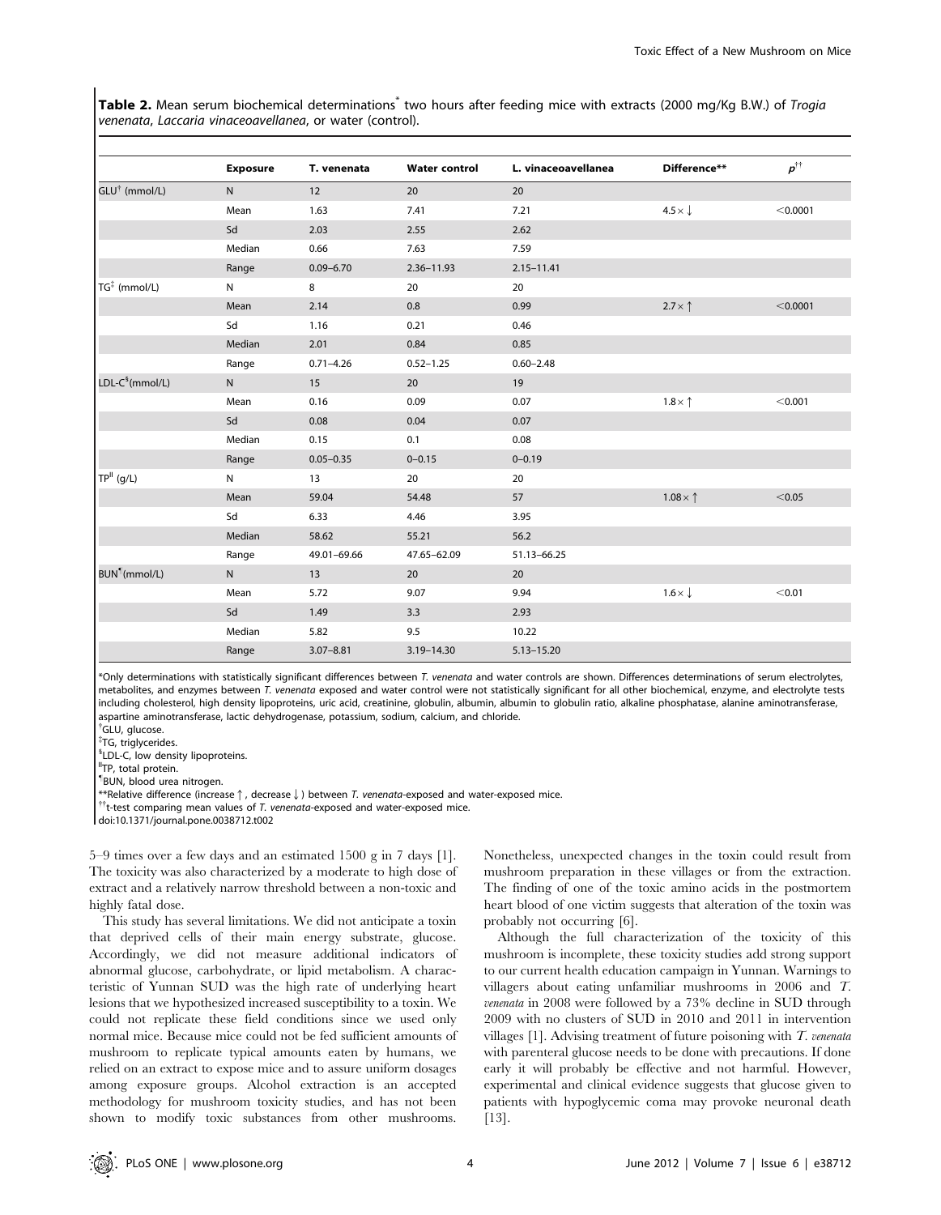**Table 2.** Mean serum biochemical determinations* two hours after feeding mice with extracts (2000 mg/Kg B.W.) of *Trogia venenata*, *Laccaria vinaceoavellanea*, or water (control).

| | Exposure | T. venenata | Water control | L. vinaceoavellanea | Difference** | $p$†† |
|---|---|---|---|---|---|---|
| GLU† (mmol/L) | N | 12 | 20 | 20 | | |
| | Mean | 1.63 | 7.41 | 7.21 | 4.5× ↓ | <0.0001 |
| | Sd | 2.03 | 2.55 | 2.62 | | |
| | Median | 0.66 | 7.63 | 7.59 | | |
| | Range | 0.09–6.70 | 2.36–11.93 | 2.15–11.41 | | |
| TG‡ (mmol/L) | N | 8 | 20 | 20 | | |
| | Mean | 2.14 | 0.8 | 0.99 | 2.7× ↑ | <0.0001 |
| | Sd | 1.16 | 0.21 | 0.46 | | |
| | Median | 2.01 | 0.84 | 0.85 | | |
| | Range | 0.71–4.26 | 0.52–1.25 | 0.60–2.48 | | |
| LDL-C§(mmol/L) | N | 15 | 20 | 19 | | |
| | Mean | 0.16 | 0.09 | 0.07 | 1.8× ↑ | <0.001 |
| | Sd | 0.08 | 0.04 | 0.07 | | |
| | Median | 0.15 | 0.1 | 0.08 | | |
| | Range | 0.05–0.35 | 0–0.15 | 0–0.19 | | |
| TP‖ (g/L) | N | 13 | 20 | 20 | | |
| | Mean | 59.04 | 54.48 | 57 | 1.08× ↑ | <0.05 |
| | Sd | 6.33 | 4.46 | 3.95 | | |
| | Median | 58.62 | 55.21 | 56.2 | | |
| | Range | 49.01–69.66 | 47.65–62.09 | 51.13–66.25 | | |
| BUN¶(mmol/L) | N | 13 | 20 | 20 | | |
| | Mean | 5.72 | 9.07 | 9.94 | 1.6× ↓ | <0.01 |
| | Sd | 1.49 | 3.3 | 2.93 | | |
| | Median | 5.82 | 9.5 | 10.22 | | |
| | Range | 3.07–8.81 | 3.19–14.30 | 5.13–15.20 | | |

*Only determinations with statistically significant differences between *T. venenata* and water controls are shown. Differences determinations of serum electrolytes, metabolites, and enzymes between *T. venenata* exposed and water control were not statistically significant for all other biochemical, enzyme, and electrolyte tests including cholesterol, high density lipoproteins, uric acid, creatinine, globulin, albumin, albumin to globulin ratio, alkaline phosphatase, alanine aminotransferase, aspartine aminotransferase, lactic dehydrogenase, potassium, sodium, calcium, and chloride.

†GLU, glucose.

‡TG, triglycerides.

§LDL-C, low density lipoproteins.

‖TP, total protein.

¶BUN, blood urea nitrogen.

**Relative difference (increase ↑, decrease ↓) between *T. venenata*-exposed and water-exposed mice.

††t-test comparing mean values of *T. venenata*-exposed and water-exposed mice.

doi:10.1371/journal.pone.0038712.t002

5–9 times over a few days and an estimated 1500 g in 7 days [1]. The toxicity was also characterized by a moderate to high dose of extract and a relatively narrow threshold between a non-toxic and highly fatal dose.

This study has several limitations. We did not anticipate a toxin that deprived cells of their main energy substrate, glucose. Accordingly, we did not measure additional indicators of abnormal glucose, carbohydrate, or lipid metabolism. A characteristic of Yunnan SUD was the high rate of underlying heart lesions that we hypothesized increased susceptibility to a toxin. We could not replicate these field conditions since we used only normal mice. Because mice could not be fed sufficient amounts of mushroom to replicate typical amounts eaten by humans, we relied on an extract to expose mice and to assure uniform dosages among exposure groups. Alcohol extraction is an accepted methodology for mushroom toxicity studies, and has not been shown to modify toxic substances from other mushrooms. Nonetheless, unexpected changes in the toxin could result from mushroom preparation in these villages or from the extraction. The finding of one of the toxic amino acids in the postmortem heart blood of one victim suggests that alteration of the toxin was probably not occurring [6].

Although the full characterization of the toxicity of this mushroom is incomplete, these toxicity studies add strong support to our current health education campaign in Yunnan. Warnings to villagers about eating unfamiliar mushrooms in 2006 and *T. venenata* in 2008 were followed by a 73% decline in SUD through 2009 with no clusters of SUD in 2010 and 2011 in intervention villages [1]. Advising treatment of future poisoning with *T. venenata* with parenteral glucose needs to be done with precautions. If done early it will probably be effective and not harmful. However, experimental and clinical evidence suggests that glucose given to patients with hypoglycemic coma may provoke neuronal death [13].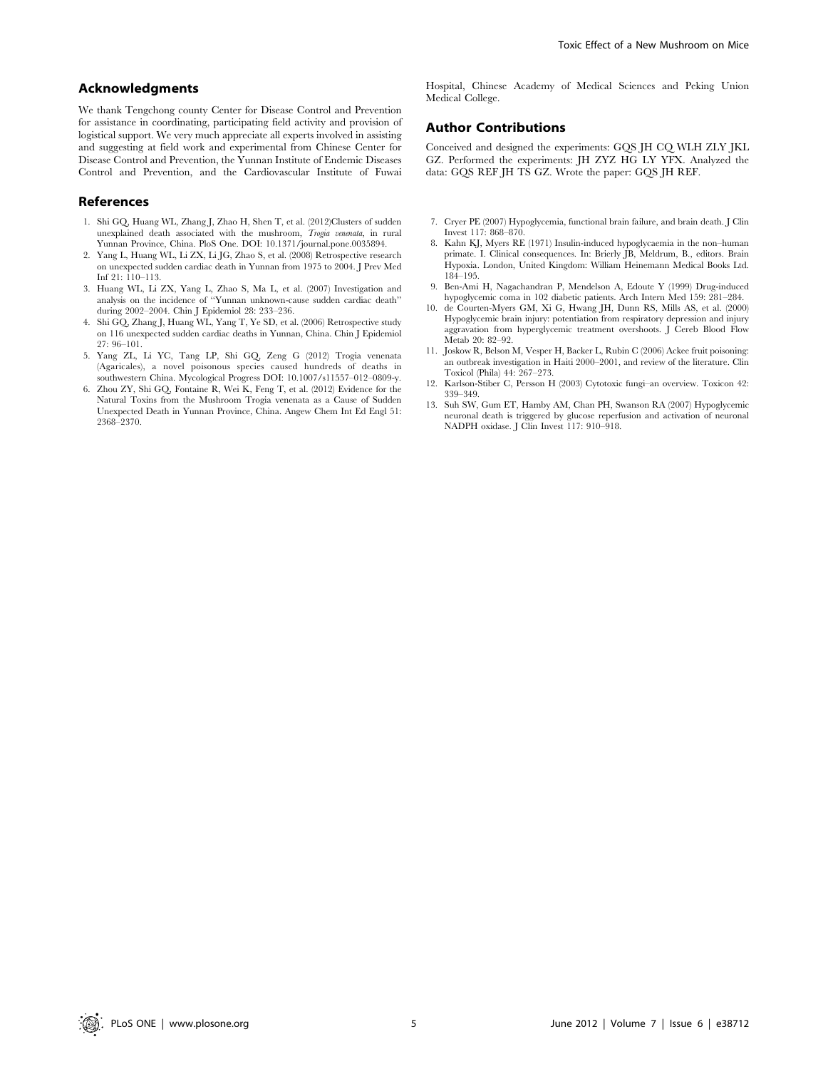## Acknowledgments

We thank Tengchong county Center for Disease Control and Prevention for assistance in coordinating, participating field activity and provision of logistical support. We very much appreciate all experts involved in assisting and suggesting at field work and experimental from Chinese Center for Disease Control and Prevention, the Yunnan Institute of Endemic Diseases Control and Prevention, and the Cardiovascular Institute of Fuwai Hospital, Chinese Academy of Medical Sciences and Peking Union Medical College.

## Author Contributions

Conceived and designed the experiments: GQS JH CQ WLH ZLY JKL GZ. Performed the experiments: JH ZYZ HG LY YFX. Analyzed the data: GQS REF JH TS GZ. Wrote the paper: GQS JH REF.

## References

1. Shi GQ, Huang WL, Zhang J, Zhao H, Shen T, et al. (2012)Clusters of sudden unexplained death associated with the mushroom, *Trogia venenata*, in rural Yunnan Province, China. PloS One. DOI: 10.1371/journal.pone.0035894.
2. Yang L, Huang WL, Li ZX, Li JG, Zhao S, et al. (2008) Retrospective research on unexpected sudden cardiac death in Yunnan from 1975 to 2004. J Prev Med Inf 21: 110–113.
3. Huang WL, Li ZX, Yang L, Zhao S, Ma L, et al. (2007) Investigation and analysis on the incidence of "Yunnan unknown-cause sudden cardiac death" during 2002–2004. Chin J Epidemiol 28: 233–236.
4. Shi GQ, Zhang J, Huang WL, Yang T, Ye SD, et al. (2006) Retrospective study on 116 unexpected sudden cardiac deaths in Yunnan, China. Chin J Epidemiol 27: 96–101.
5. Yang ZL, Li YC, Tang LP, Shi GQ, Zeng G (2012) Trogia venenata (Agaricales), a novel poisonous species caused hundreds of deaths in southwestern China. Mycological Progress DOI: 10.1007/s11557-012-0809-y.
6. Zhou ZY, Shi GQ, Fontaine R, Wei K, Feng T, et al. (2012) Evidence for the Natural Toxins from the Mushroom Trogia venenata as a Cause of Sudden Unexpected Death in Yunnan Province, China. Angew Chem Int Ed Engl 51: 2368–2370.
7. Cryer PE (2007) Hypoglycemia, functional brain failure, and brain death. J Clin Invest 117: 868–870.
8. Kahn KJ, Myers RE (1971) Insulin-induced hypoglycaemia in the non–human primate. I. Clinical consequences. In: Brierly JB, Meldrum, B., editors. Brain Hypoxia. London, United Kingdom: William Heinemann Medical Books Ltd. 184–195.
9. Ben-Ami H, Nagachandran P, Mendelson A, Edoute Y (1999) Drug-induced hypoglycemic coma in 102 diabetic patients. Arch Intern Med 159: 281–284.
10. de Courten-Myers GM, Xi G, Hwang JH, Dunn RS, Mills AS, et al. (2000) Hypoglycemic brain injury: potentiation from respiratory depression and injury aggravation from hyperglycemic treatment overshoots. J Cereb Blood Flow Metab 20: 82–92.
11. Joskow R, Belson M, Vesper H, Backer L, Rubin C (2006) Ackee fruit poisoning: an outbreak investigation in Haiti 2000–2001, and review of the literature. Clin Toxicol (Phila) 44: 267–273.
12. Karlson-Stiber C, Persson H (2003) Cytotoxic fungi–an overview. Toxicon 42: 339–349.
13. Suh SW, Gum ET, Hamby AM, Chan PH, Swanson RA (2007) Hypoglycemic neuronal death is triggered by glucose reperfusion and activation of neuronal NADPH oxidase. J Clin Invest 117: 910–918.